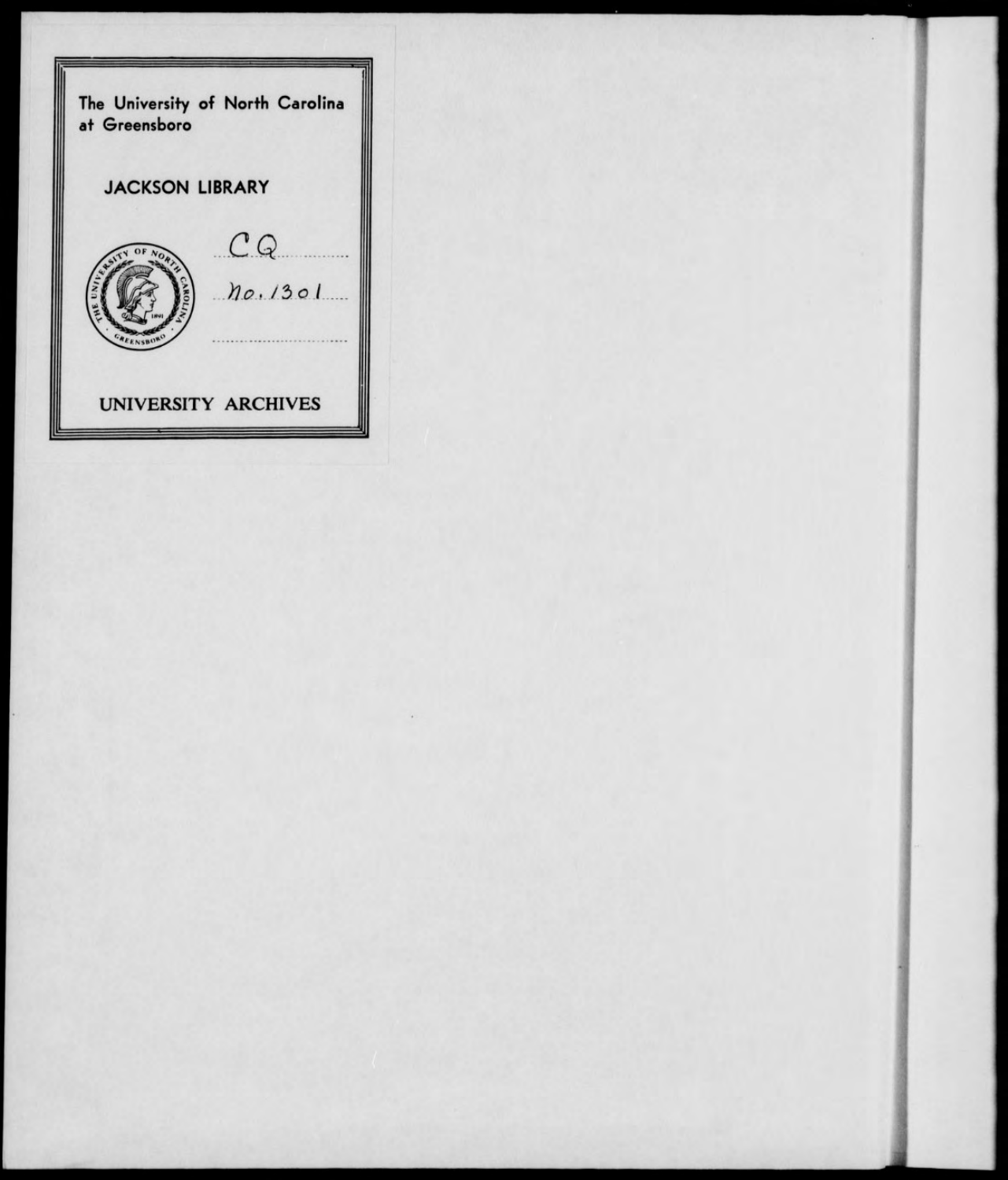The University of North Carolina at Greensboro

JACKSON LIBRARY

CQ

no. 1301

UNIVERSITY ARCHIVES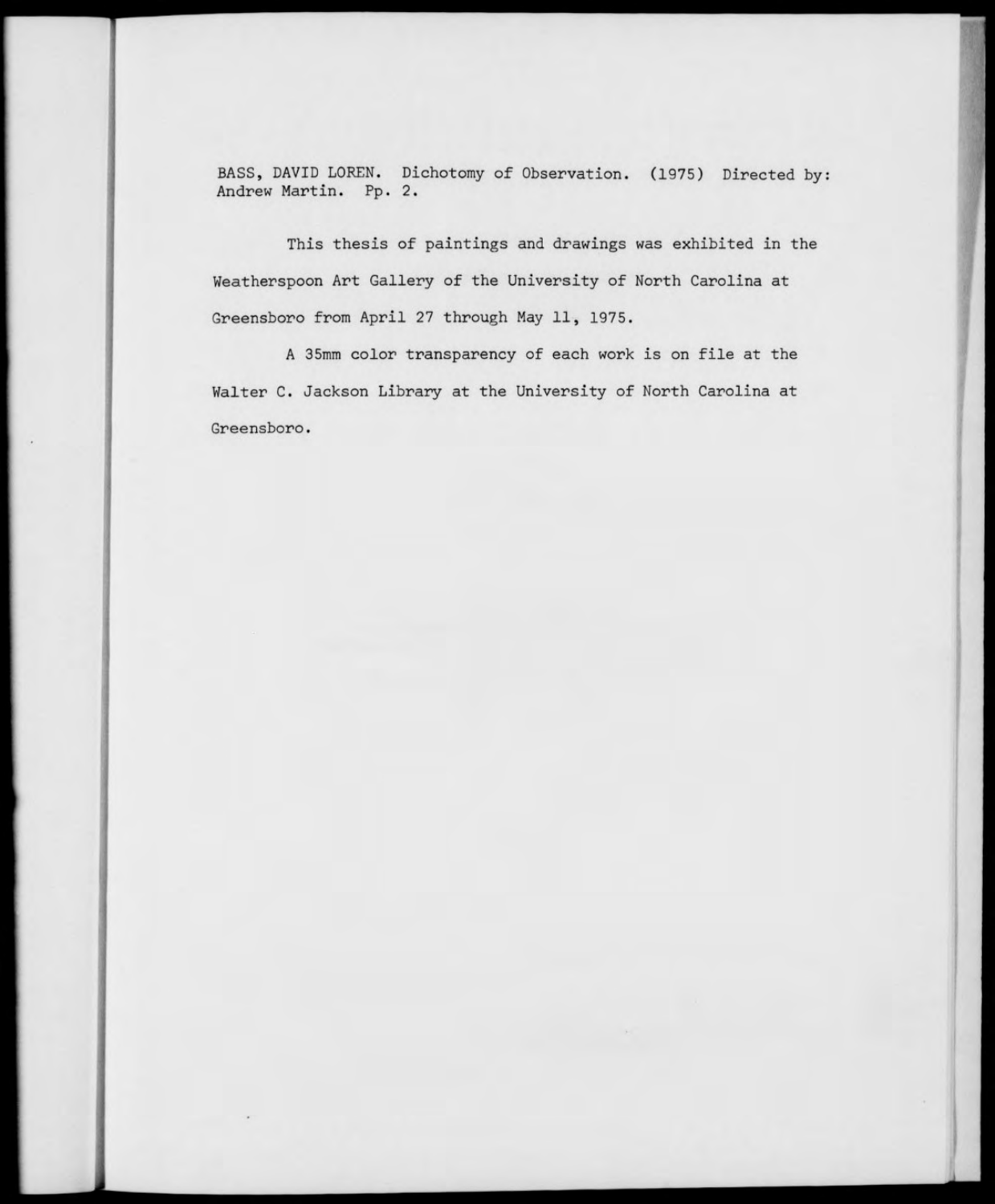BASS, DAVID LOREN. Dichotomy of Observation. (1975) Directed by: Andrew Martin. Pp. 2.

This thesis of paintings and drawings was exhibited in the Weatherspoon Art Gallery of the University of North Carolina at Greensboro from April 27 through May 11, 1975.

A 35mm color transparency of each work is on file at the Walter C. Jackson Library at the University of North Carolina at Greensboro.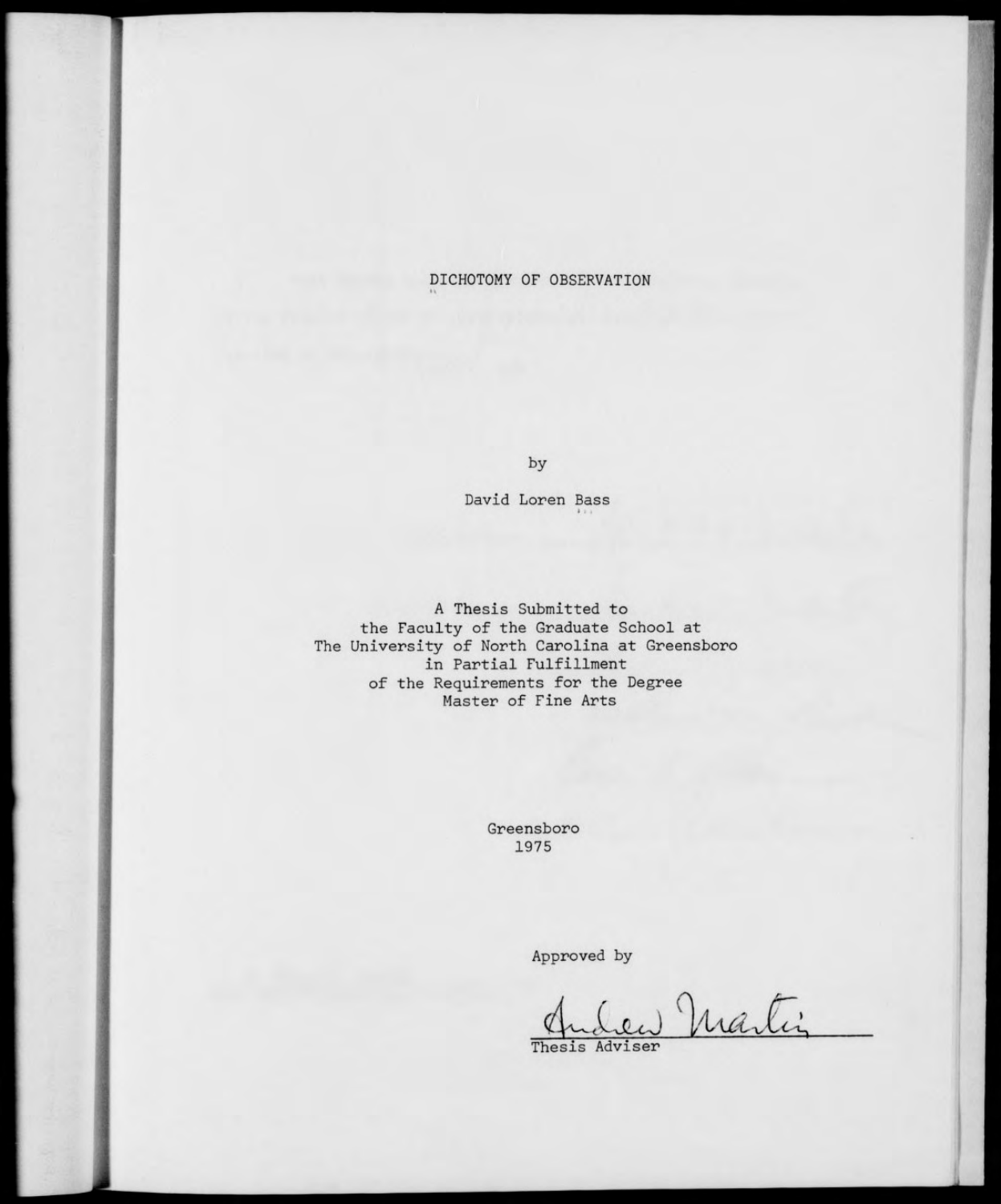DICHOTOMY OF OBSERVATION

by

David Loren Bass

A Thesis Submitted to
the Faculty of the Graduate School at
The University of North Carolina at Greensboro
in Partial Fulfillment
of the Requirements for the Degree
Master of Fine Arts

Greensboro
1975

Approved by

Andrew Martin
Thesis Adviser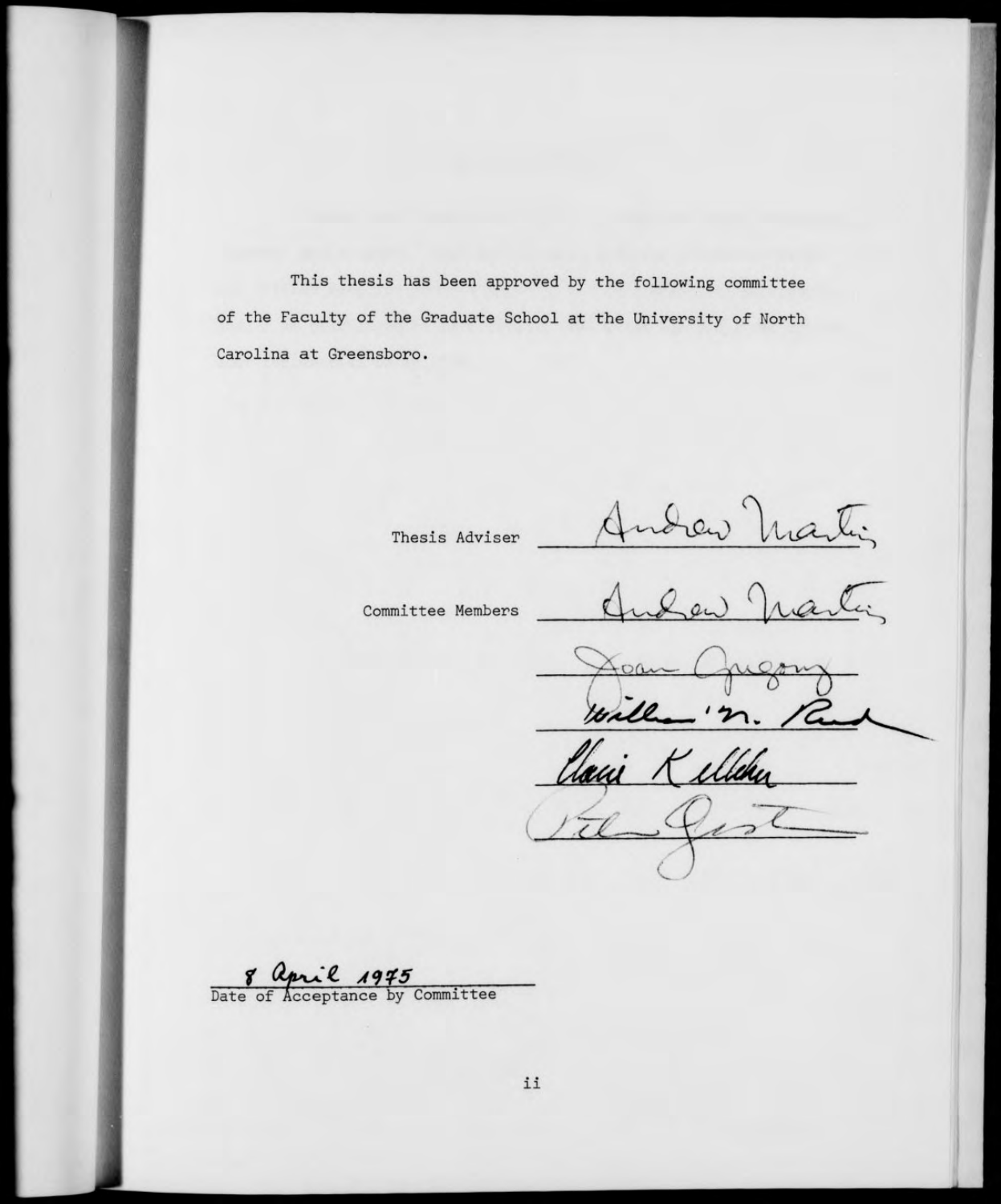This thesis has been approved by the following committee of the Faculty of the Graduate School at the University of North Carolina at Greensboro.

Thesis Adviser Andrew Martin

Committee Members Andrew Martin

Joan Gregory

William M. Reed

Claire Kelleher

Peter Gast

8 April 1975
Date of Acceptance by Committee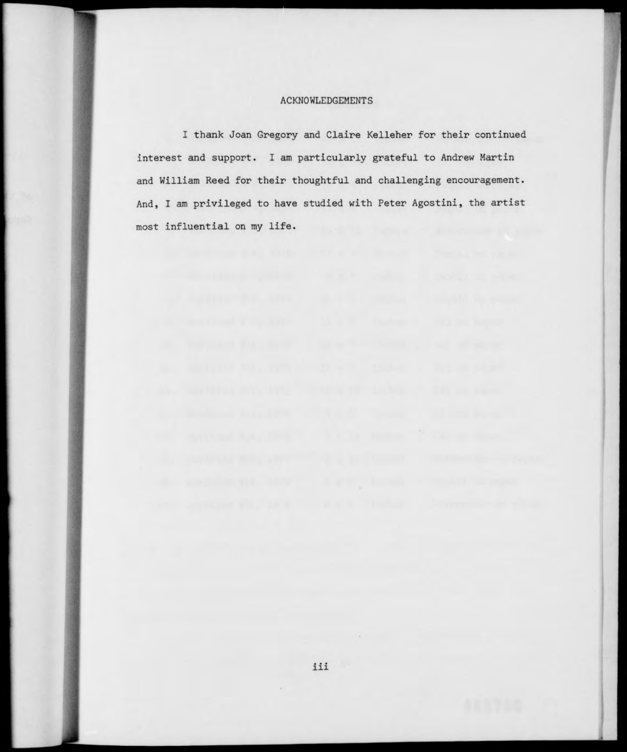## ACKNOWLEDGEMENTS

I thank Joan Gregory and Claire Kelleher for their continued interest and support. I am particularly grateful to Andrew Martin and William Reed for their thoughtful and challenging encouragement. And, I am privileged to have studied with Peter Agostini, the artist most influential on my life.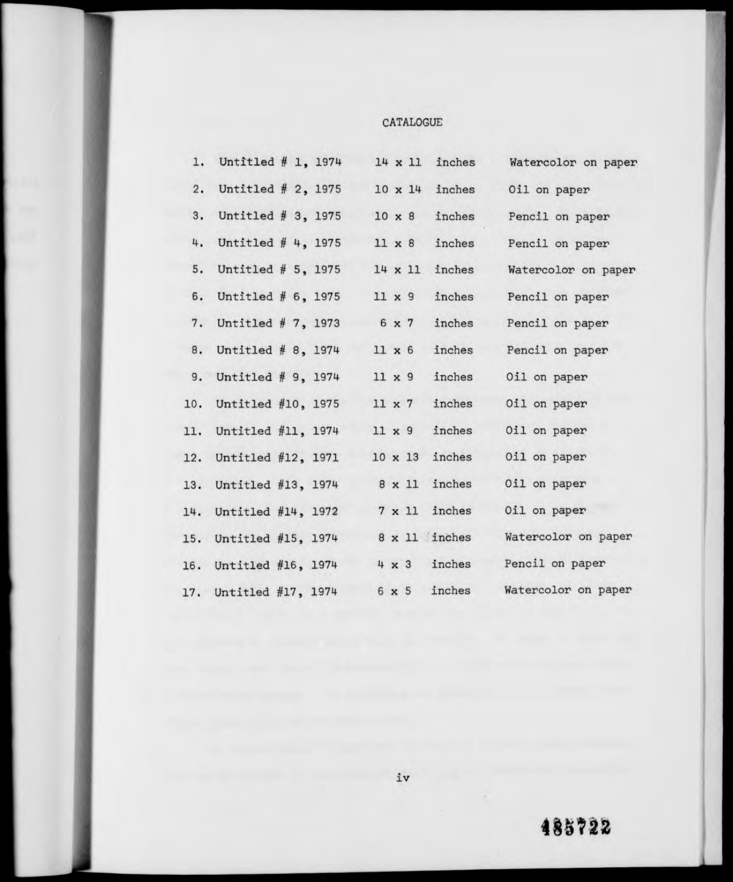# CATALOGUE

| | Title | Dimensions | Medium |
|---|---|---|---|
| 1. | Untitled # 1, 1974 | 14 x 11 inches | Watercolor on paper |
| 2. | Untitled # 2, 1975 | 10 x 14 inches | Oil on paper |
| 3. | Untitled # 3, 1975 | 10 x 8 inches | Pencil on paper |
| 4. | Untitled # 4, 1975 | 11 x 8 inches | Pencil on paper |
| 5. | Untitled # 5, 1975 | 14 x 11 inches | Watercolor on paper |
| 6. | Untitled # 6, 1975 | 11 x 9 inches | Pencil on paper |
| 7. | Untitled # 7, 1973 | 6 x 7 inches | Pencil on paper |
| 8. | Untitled # 8, 1974 | 11 x 6 inches | Pencil on paper |
| 9. | Untitled # 9, 1974 | 11 x 9 inches | Oil on paper |
| 10. | Untitled #10, 1975 | 11 x 7 inches | Oil on paper |
| 11. | Untitled #11, 1974 | 11 x 9 inches | Oil on paper |
| 12. | Untitled #12, 1971 | 10 x 13 inches | Oil on paper |
| 13. | Untitled #13, 1974 | 8 x 11 inches | Oil on paper |
| 14. | Untitled #14, 1972 | 7 x 11 inches | Oil on paper |
| 15. | Untitled #15, 1974 | 8 x 11 inches | Watercolor on paper |
| 16. | Untitled #16, 1974 | 4 x 3 inches | Pencil on paper |
| 17. | Untitled #17, 1974 | 6 x 5 inches | Watercolor on paper |

485722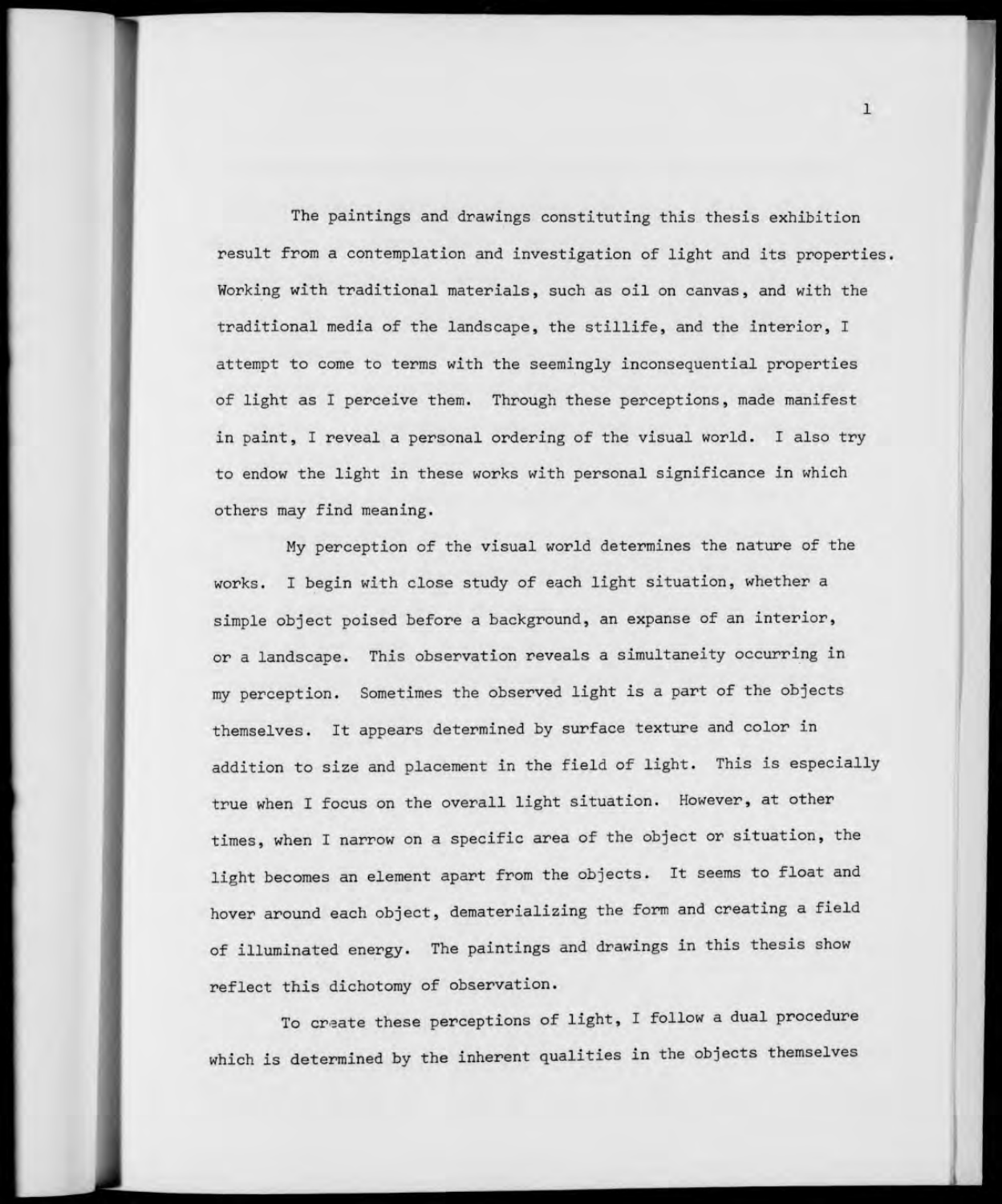The paintings and drawings constituting this thesis exhibition result from a contemplation and investigation of light and its properties. Working with traditional materials, such as oil on canvas, and with the traditional media of the landscape, the stillife, and the interior, I attempt to come to terms with the seemingly inconsequential properties of light as I perceive them. Through these perceptions, made manifest in paint, I reveal a personal ordering of the visual world. I also try to endow the light in these works with personal significance in which others may find meaning.

My perception of the visual world determines the nature of the works. I begin with close study of each light situation, whether a simple object poised before a background, an expanse of an interior, or a landscape. This observation reveals a simultaneity occurring in my perception. Sometimes the observed light is a part of the objects themselves. It appears determined by surface texture and color in addition to size and placement in the field of light. This is especially true when I focus on the overall light situation. However, at other times, when I narrow on a specific area of the object or situation, the light becomes an element apart from the objects. It seems to float and hover around each object, dematerializing the form and creating a field of illuminated energy. The paintings and drawings in this thesis show reflect this dichotomy of observation.

To create these perceptions of light, I follow a dual procedure which is determined by the inherent qualities in the objects themselves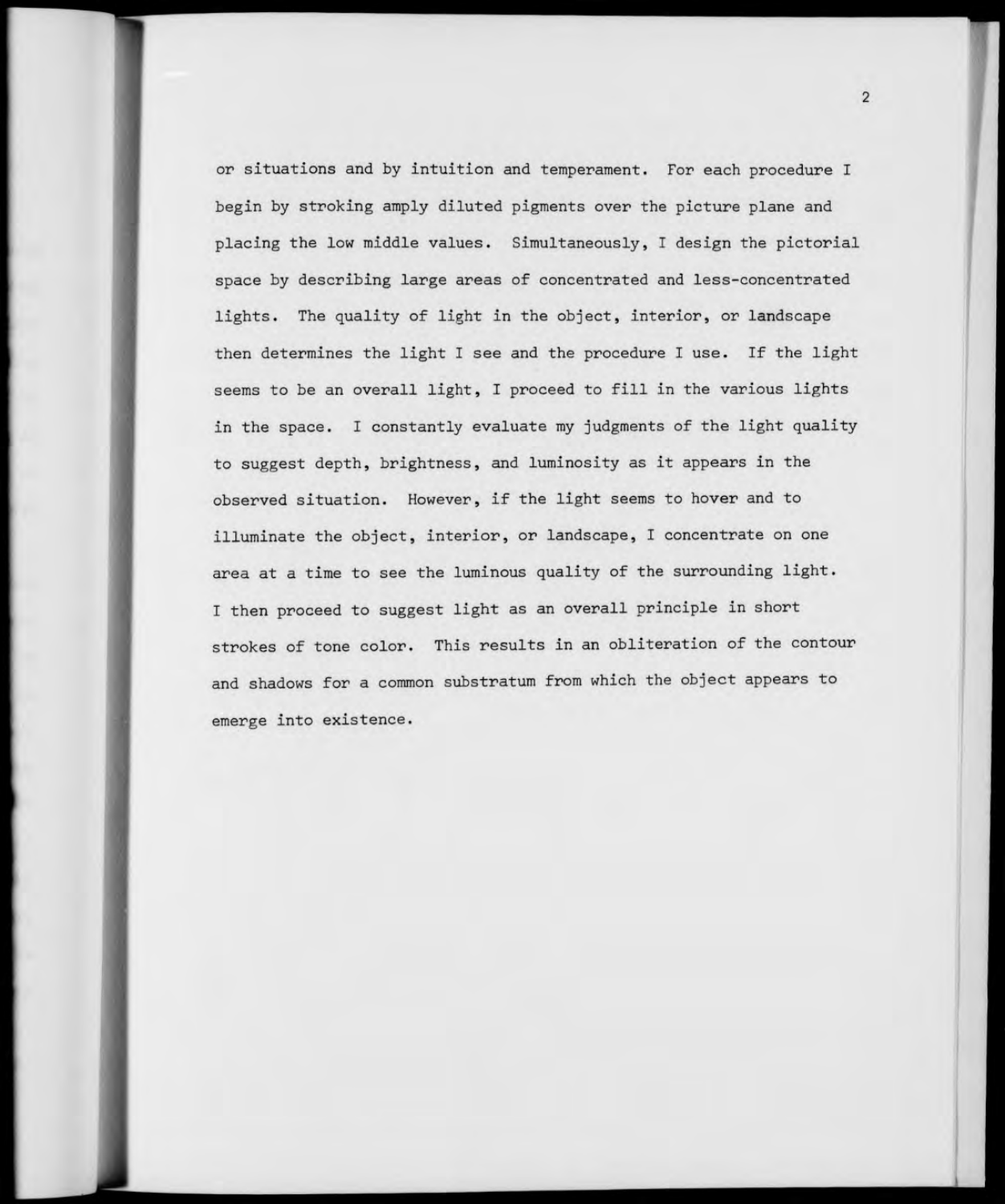or situations and by intuition and temperament. For each procedure I begin by stroking amply diluted pigments over the picture plane and placing the low middle values. Simultaneously, I design the pictorial space by describing large areas of concentrated and less-concentrated lights. The quality of light in the object, interior, or landscape then determines the light I see and the procedure I use. If the light seems to be an overall light, I proceed to fill in the various lights in the space. I constantly evaluate my judgments of the light quality to suggest depth, brightness, and luminosity as it appears in the observed situation. However, if the light seems to hover and to illuminate the object, interior, or landscape, I concentrate on one area at a time to see the luminous quality of the surrounding light. I then proceed to suggest light as an overall principle in short strokes of tone color. This results in an obliteration of the contour and shadows for a common substratum from which the object appears to emerge into existence.